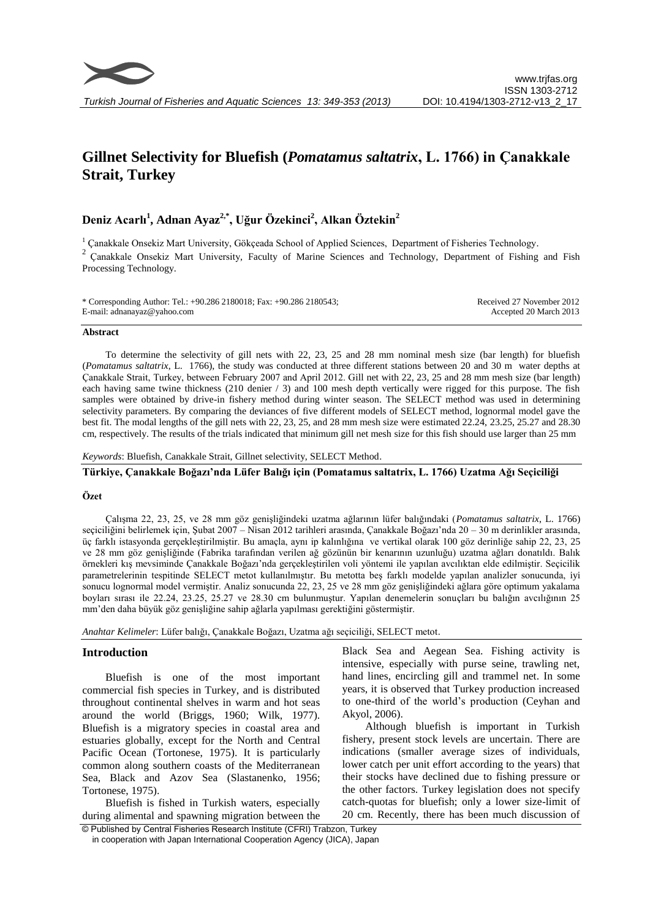# Gillnet Selectivity for Bluefish (*Pomatamus saltatrix*, L. 1766) in Çanakkale Strait, Turkey

**Deniz Acarlı[1], Adnan Ayaz[2,*], Uğur Özekinci[2], Alkan Öztekin[2]**

[1] Çanakkale Onsekiz Mart University, Gökçeada School of Applied Sciences, Department of Fisheries Technology.
[2] Çanakkale Onsekiz Mart University, Faculty of Marine Sciences and Technology, Department of Fishing and Fish Processing Technology.

\* Corresponding Author: Tel.: +90.286 2180018; Fax: +90.286 2180543;
E-mail: adnanayaz@yahoo.com

Received 27 November 2012
Accepted 20 March 2013

## Abstract

To determine the selectivity of gill nets with 22, 23, 25 and 28 mm nominal mesh size (bar length) for bluefish (*Pomatamus saltatrix*, L. 1766), the study was conducted at three different stations between 20 and 30 m water depths at Çanakkale Strait, Turkey, between February 2007 and April 2012. Gill net with 22, 23, 25 and 28 mm mesh size (bar length) each having same twine thickness (210 denier / 3) and 100 mesh depth vertically were rigged for this purpose. The fish samples were obtained by drive-in fishery method during winter season. The SELECT method was used in determining selectivity parameters. By comparing the deviances of five different models of SELECT method, lognormal model gave the best fit. The modal lengths of the gill nets with 22, 23, 25, and 28 mm mesh size were estimated 22.24, 23.25, 25.27 and 28.30 cm, respectively. The results of the trials indicated that minimum gill net mesh size for this fish should use larger than 25 mm

*Keywords*: Bluefish, Canakkale Strait, Gillnet selectivity, SELECT Method.

## Türkiye, Çanakkale Boğazı'nda Lüfer Balığı için (Pomatamus saltatrix, L. 1766) Uzatma Ağı Seçiciliği

### Özet

Çalışma 22, 23, 25, ve 28 mm göz genişliğindeki uzatma ağlarının lüfer balığındaki (*Pomatamus saltatrix*, L. 1766) seçiciliğini belirlemek için, Şubat 2007 – Nisan 2012 tarihleri arasında, Çanakkale Boğazı'nda 20 – 30 m derinlikler arasında, üç farklı istasyonda gerçekleştirilmiştir. Bu amaçla, aynı ip kalınlığına ve vertikal olarak 100 göz derinliğe sahip 22, 23, 25 ve 28 mm göz genişliğinde (Fabrika tarafından verilen ağ gözünün bir kenarının uzunluğu) uzatma ağları donatıldı. Balık örnekleri kış mevsiminde Çanakkale Boğazı'nda gerçekleştirilen voli yöntemi ile yapılan avcılıktan elde edilmiştir. Seçicilik parametrelerinin tespitinde SELECT metot kullanılmıştır. Bu metotta beş farklı modelde yapılan analizler sonucunda, iyi sonucu lognormal model vermiştir. Analiz sonucunda 22, 23, 25 ve 28 mm göz genişliğindeki ağlara göre optimum yakalama boyları sırası ile 22.24, 23.25, 25.27 ve 28.30 cm bulunmuştur. Yapılan denemelerin sonuçları bu balığın avcılığının 25 mm'den daha büyük göz genişliğine sahip ağlarla yapılması gerektiğini göstermiştir.

*Anahtar Kelimeler*: Lüfer balığı, Çanakkale Boğazı, Uzatma ağı seçiciliği, SELECT metot.

## Introduction

Bluefish is one of the most important commercial fish species in Turkey, and is distributed throughout continental shelves in warm and hot seas around the world (Briggs, 1960; Wilk, 1977). Bluefish is a migratory species in coastal area and estuaries globally, except for the North and Central Pacific Ocean (Tortonese, 1975). It is particularly common along southern coasts of the Mediterranean Sea, Black and Azov Sea (Slastanenko, 1956; Tortonese, 1975).

Bluefish is fished in Turkish waters, especially during alimental and spawning migration between the Black Sea and Aegean Sea. Fishing activity is intensive, especially with purse seine, trawling net, hand lines, encircling gill and trammel net. In some years, it is observed that Turkey production increased to one-third of the world's production (Ceyhan and Akyol, 2006).

Although bluefish is important in Turkish fishery, present stock levels are uncertain. There are indications (smaller average sizes of individuals, lower catch per unit effort according to the years) that their stocks have declined due to fishing pressure or the other factors. Turkey legislation does not specify catch-quotas for bluefish; only a lower size-limit of 20 cm. Recently, there has been much discussion of

© Published by Central Fisheries Research Institute (CFRI) Trabzon, Turkey in cooperation with Japan International Cooperation Agency (JICA), Japan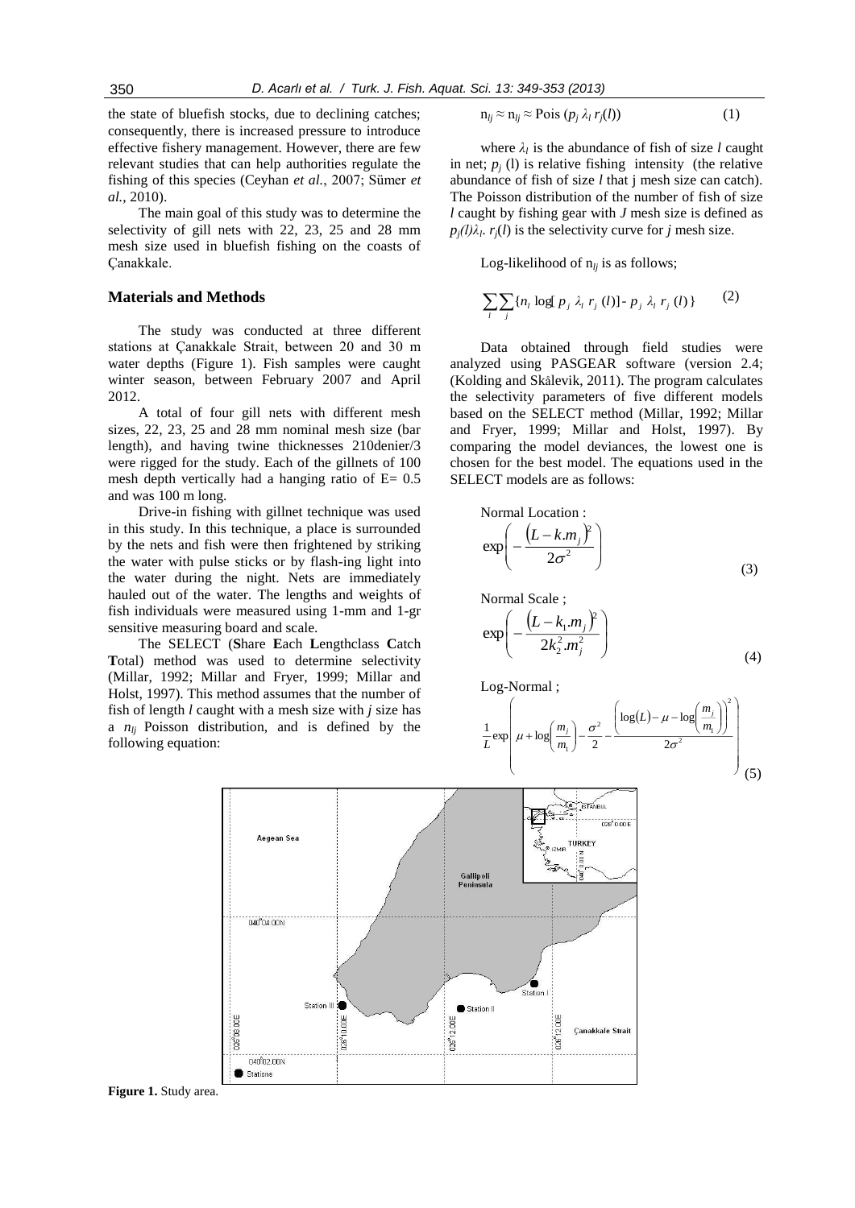the state of bluefish stocks, due to declining catches; consequently, there is increased pressure to introduce effective fishery management. However, there are few relevant studies that can help authorities regulate the fishing of this species (Ceyhan *et al.*, 2007; Sümer *et al.*, 2010).

The main goal of this study was to determine the selectivity of gill nets with 22, 23, 25 and 28 mm mesh size used in bluefish fishing on the coasts of Çanakkale.

## Materials and Methods

The study was conducted at three different stations at Çanakkale Strait, between 20 and 30 m water depths (Figure 1). Fish samples were caught winter season, between February 2007 and April 2012.

A total of four gill nets with different mesh sizes, 22, 23, 25 and 28 mm nominal mesh size (bar length), and having twine thicknesses 210denier/3 were rigged for the study. Each of the gillnets of 100 mesh depth vertically had a hanging ratio of E= 0.5 and was 100 m long.

Drive-in fishing with gillnet technique was used in this study. In this technique, a place is surrounded by the nets and fish were then frightened by striking the water with pulse sticks or by flash-ing light into the water during the night. Nets are immediately hauled out of the water. The lengths and weights of fish individuals were measured using 1-mm and 1-gr sensitive measuring board and scale.

The SELECT (**S**hare **E**ach **L**engthclass **C**atch **T**otal) method was used to determine selectivity (Millar, 1992; Millar and Fryer, 1999; Millar and Holst, 1997). This method assumes that the number of fish of length $l$ caught with a mesh size with $j$ size has a $n_{lj}$ Poisson distribution, and is defined by the following equation:

$$n_{lj} \approx n_{lj} \approx \text{Pois}\,(p_j\, \lambda_l\, r_j(l)) \tag{1}$$

where $\lambda_l$ is the abundance of fish of size $l$ caught in net; $p_j$ (l) is relative fishing intensity (the relative abundance of fish of size $l$ that j mesh size can catch). The Poisson distribution of the number of fish of size $l$ caught by fishing gear with $J$ mesh size is defined as $p_j(l)\lambda_l.\, r_j(l)$ is the selectivity curve for $j$ mesh size.

Log-likelihood of $n_{lj}$ is as follows;

$$\sum_l \sum_j \{ n_l \log[\, p_j\, \lambda_l\, r_j\,(l)] - p_j\, \lambda_l\, r_j\,(l)\,\} \tag{2}$$

Data obtained through field studies were analyzed using PASGEAR software (version 2.4; (Kolding and Skålevik, 2011). The program calculates the selectivity parameters of five different models based on the SELECT method (Millar, 1992; Millar and Fryer, 1999; Millar and Holst, 1997). By comparing the model deviances, the lowest one is chosen for the best model. The equations used in the SELECT models are as follows:

Normal Location :

$$\exp\left( -\frac{\left(L - k.m_j\right)^2}{2\sigma^2} \right) \tag{3}$$

Normal Scale ;

$$\exp\left( -\frac{\left(L - k_1.m_j\right)^2}{2k_2^2.m_j^2} \right) \tag{4}$$

Log-Normal ;

$$\frac{1}{L}\exp\left( \mu + \log\left(\frac{m_j}{m_1}\right) - \frac{\sigma^2}{2} - \frac{\left(\log(L) - \mu - \log\left(\frac{m_j}{m_1}\right)\right)^2}{2\sigma^2} \right) \tag{5}$$

**Figure 1.** Study area.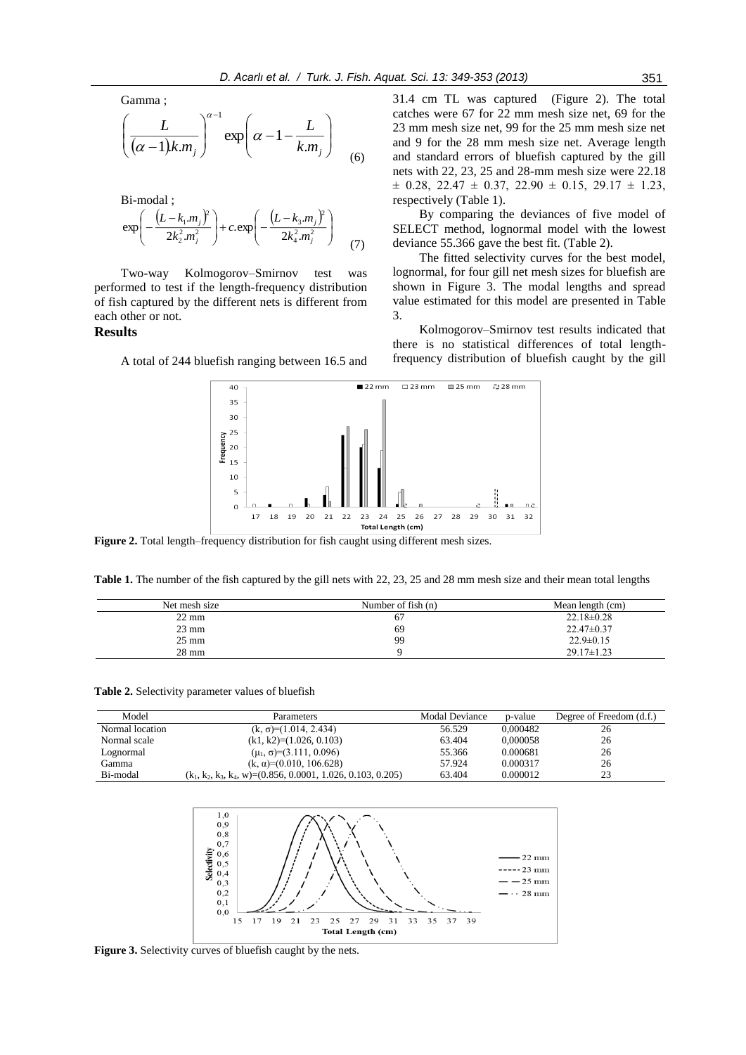Gamma ;

$$\left(\frac{L}{(\alpha-1).k.m_j}\right)^{\alpha-1}\exp\left(\alpha-1-\frac{L}{k.m_j}\right) \quad (6)$$

Bi-modal ;

$$\exp\left(-\frac{\left(L-k_1.m_j\right)^2}{2k_2^2.m_j^2}\right)+c.\exp\left(-\frac{\left(L-k_3.m_j\right)^2}{2k_4^2.m_j^2}\right) \quad (7)$$

Two-way Kolmogorov–Smirnov test was performed to test if the length-frequency distribution of fish captured by the different nets is different from each other or not.

## Results

A total of 244 bluefish ranging between 16.5 and 31.4 cm TL was captured (Figure 2). The total catches were 67 for 22 mm mesh size net, 69 for the 23 mm mesh size net, 99 for the 25 mm mesh size net and 9 for the 28 mm mesh size net. Average length and standard errors of bluefish captured by the gill nets with 22, 23, 25 and 28-mm mesh size were 22.18 ± 0.28, 22.47 ± 0.37, 22.90 ± 0.15, 29.17 ± 1.23, respectively (Table 1).

By comparing the deviances of five model of SELECT method, lognormal model with the lowest deviance 55.366 gave the best fit. (Table 2).

The fitted selectivity curves for the best model, lognormal, for four gill net mesh sizes for bluefish are shown in Figure 3. The modal lengths and spread value estimated for this model are presented in Table 3.

Kolmogorov–Smirnov test results indicated that there is no statistical differences of total length-frequency distribution of bluefish caught by the gill

**Figure 2.** Total length–frequency distribution for fish caught using different mesh sizes.

**Table 1.** The number of the fish captured by the gill nets with 22, 23, 25 and 28 mm mesh size and their mean total lengths

| Net mesh size | Number of fish (n) | Mean length (cm) |
|---|---|---|
| 22 mm | 67 | 22.18±0.28 |
| 23 mm | 69 | 22.47±0.37 |
| 25 mm | 99 | 22.9±0.15 |
| 28 mm | 9 | 29.17±1.23 |

**Table 2.** Selectivity parameter values of bluefish

| Model | Parameters | Modal Deviance | p-value | Degree of Freedom (d.f.) |
|---|---|---|---|---|
| Normal location | (k, σ)=(1.014, 2.434) | 56.529 | 0,000482 | 26 |
| Normal scale | (k1, k2)=(1.026, 0.103) | 63.404 | 0,000058 | 26 |
| Lognormal | ($\mu_1$, σ)=(3.111, 0.096) | 55.366 | 0.000681 | 26 |
| Gamma | (k, α)=(0.010, 106.628) | 57.924 | 0.000317 | 26 |
| Bi-modal | ($k_1$, $k_2$, $k_3$, $k_4$, w)=(0.856, 0.0001, 1.026, 0.103, 0.205) | 63.404 | 0.000012 | 23 |

**Figure 3.** Selectivity curves of bluefish caught by the nets.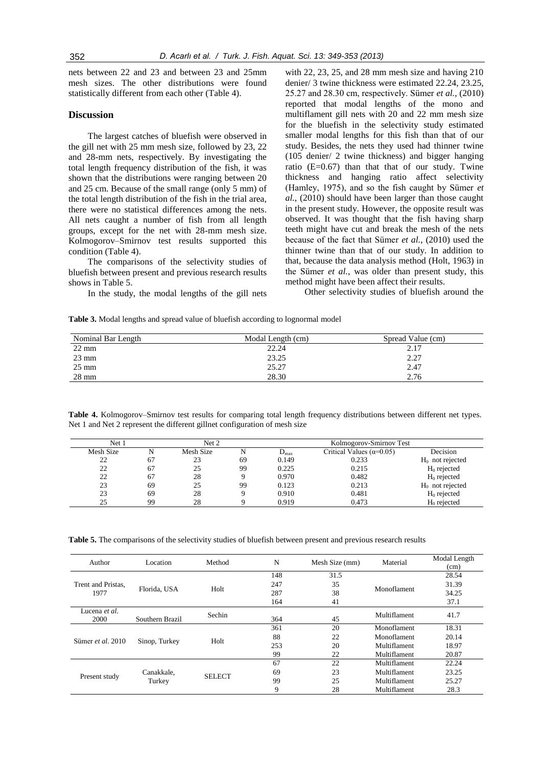nets between 22 and 23 and between 23 and 25mm mesh sizes. The other distributions were found statistically different from each other (Table 4).

## Discussion

The largest catches of bluefish were observed in the gill net with 25 mm mesh size, followed by 23, 22 and 28-mm nets, respectively. By investigating the total length frequency distribution of the fish, it was shown that the distributions were ranging between 20 and 25 cm. Because of the small range (only 5 mm) of the total length distribution of the fish in the trial area, there were no statistical differences among the nets. All nets caught a number of fish from all length groups, except for the net with 28-mm mesh size. Kolmogorov–Smirnov test results supported this condition (Table 4).

The comparisons of the selectivity studies of bluefish between present and previous research results shows in Table 5.

In the study, the modal lengths of the gill nets with 22, 23, 25, and 28 mm mesh size and having 210 denier/ 3 twine thickness were estimated 22.24, 23.25, 25.27 and 28.30 cm, respectively. Sümer *et al.*, (2010) reported that modal lengths of the mono and multifilament gill nets with 20 and 22 mm mesh size for the bluefish in the selectivity study estimated smaller modal lengths for this fish than that of our study. Besides, the nets they used had thinner twine (105 denier/ 2 twine thickness) and bigger hanging ratio (E=0.67) than that that of our study. Twine thickness and hanging ratio affect selectivity (Hamley, 1975), and so the fish caught by Sümer *et al.*, (2010) should have been larger than those caught in the present study. However, the opposite result was observed. It was thought that the fish having sharp teeth might have cut and break the mesh of the nets because of the fact that Sümer *et al.*, (2010) used the thinner twine than that of our study. In addition to that, because the data analysis method (Holt, 1963) in the Sümer *et al.*, was older than present study, this method might have been affect their results.

Other selectivity studies of bluefish around the

**Table 3.** Modal lengths and spread value of bluefish according to lognormal model

| Nominal Bar Length | Modal Length (cm) | Spread Value (cm) |
|---|---|---|
| 22 mm | 22.24 | 2.17 |
| 23 mm | 23.25 | 2.27 |
| 25 mm | 25.27 | 2.47 |
| 28 mm | 28.30 | 2.76 |

**Table 4.** Kolmogorov–Smirnov test results for comparing total length frequency distributions between different net types. Net 1 and Net 2 represent the different gillnet configuration of mesh size

| Net 1 | | Net 2 | | Kolmogorov-Smirnov Test | | |
|---|---|---|---|---|---|---|
| Mesh Size | N | Mesh Size | N | $D_{max}$ | Critical Values ($\alpha$=0.05) | Decision |
| 22 | 67 | 23 | 69 | 0.149 | 0.233 | $H_0$ not rejected |
| 22 | 67 | 25 | 99 | 0.225 | 0.215 | $H_0$ rejected |
| 22 | 67 | 28 | 9 | 0.970 | 0.482 | $H_0$ rejected |
| 23 | 69 | 25 | 99 | 0.123 | 0.213 | $H_0$ not rejected |
| 23 | 69 | 28 | 9 | 0.910 | 0.481 | $H_0$ rejected |
| 25 | 99 | 28 | 9 | 0.919 | 0.473 | $H_0$ rejected |

**Table 5.** The comparisons of the selectivity studies of bluefish between present and previous research results

| Author | Location | Method | N | Mesh Size (mm) | Material | Modal Length (cm) |
|---|---|---|---|---|---|---|
| Trent and Pristas, 1977 | Florida, USA | Holt | 148 | 31.5 | Monoflament | 28.54 |
| | | | 247 | 35 | | 31.39 |
| | | | 287 | 38 | | 34.25 |
| | | | 164 | 41 | | 37.1 |
| Lucena *et al.* 2000 | Southern Brazil | Sechin | 364 | 45 | Multiflament | 41.7 |
| Sümer *et al.* 2010 | Sinop, Turkey | Holt | 361 | 20 | Monoflament | 18.31 |
| | | | 88 | 22 | Monoflament | 20.14 |
| | | | 253 | 20 | Multiflament | 18.97 |
| | | | 99 | 22 | Multiflament | 20.87 |
| Present study | Canakkale, Turkey | SELECT | 67 | 22 | Multiflament | 22.24 |
| | | | 69 | 23 | Multiflament | 23.25 |
| | | | 99 | 25 | Multiflament | 25.27 |
| | | | 9 | 28 | Multiflament | 28.3 |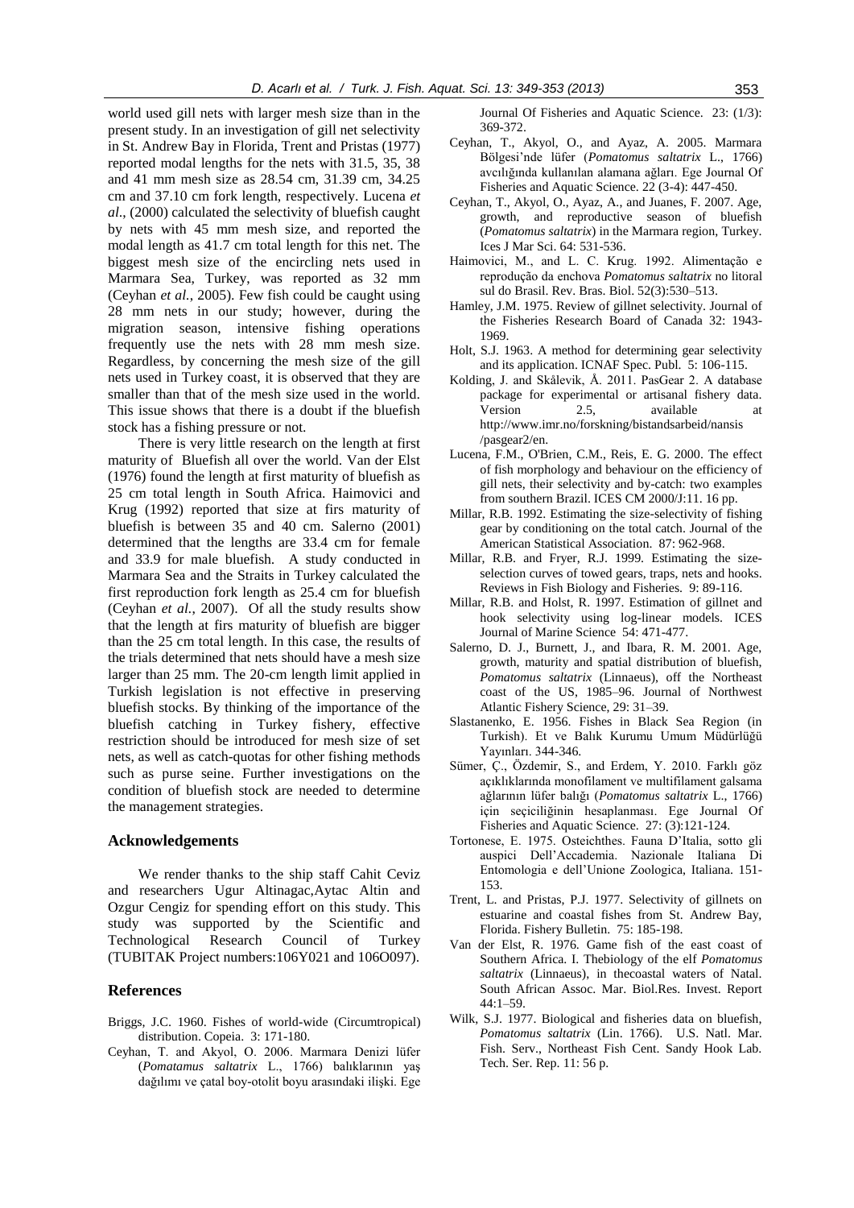world used gill nets with larger mesh size than in the present study. In an investigation of gill net selectivity in St. Andrew Bay in Florida, Trent and Pristas (1977) reported modal lengths for the nets with 31.5, 35, 38 and 41 mm mesh size as 28.54 cm, 31.39 cm, 34.25 cm and 37.10 cm fork length, respectively. Lucena *et al*., (2000) calculated the selectivity of bluefish caught by nets with 45 mm mesh size, and reported the modal length as 41.7 cm total length for this net. The biggest mesh size of the encircling nets used in Marmara Sea, Turkey, was reported as 32 mm (Ceyhan *et al.*, 2005). Few fish could be caught using 28 mm nets in our study; however, during the migration season, intensive fishing operations frequently use the nets with 28 mm mesh size. Regardless, by concerning the mesh size of the gill nets used in Turkey coast, it is observed that they are smaller than that of the mesh size used in the world. This issue shows that there is a doubt if the bluefish stock has a fishing pressure or not.

There is very little research on the length at first maturity of Bluefish all over the world. Van der Elst (1976) found the length at first maturity of bluefish as 25 cm total length in South Africa. Haimovici and Krug (1992) reported that size at firs maturity of bluefish is between 35 and 40 cm. Salerno (2001) determined that the lengths are 33.4 cm for female and 33.9 for male bluefish. A study conducted in Marmara Sea and the Straits in Turkey calculated the first reproduction fork length as 25.4 cm for bluefish (Ceyhan *et al.*, 2007). Of all the study results show that the length at firs maturity of bluefish are bigger than the 25 cm total length. In this case, the results of the trials determined that nets should have a mesh size larger than 25 mm. The 20-cm length limit applied in Turkish legislation is not effective in preserving bluefish stocks. By thinking of the importance of the bluefish catching in Turkey fishery, effective restriction should be introduced for mesh size of set nets, as well as catch-quotas for other fishing methods such as purse seine. Further investigations on the condition of bluefish stock are needed to determine the management strategies.

## Acknowledgements

We render thanks to the ship staff Cahit Ceviz and researchers Ugur Altinagac,Aytac Altin and Ozgur Cengiz for spending effort on this study. This study was supported by the Scientific and Technological Research Council of Turkey (TUBITAK Project numbers:106Y021 and 106O097).

## References

Briggs, J.C. 1960. Fishes of world-wide (Circumtropical) distribution. Copeia. 3: 171-180.

Ceyhan, T. and Akyol, O. 2006. Marmara Denizi lüfer (*Pomatamus saltatrix* L., 1766) balıklarının yaş dağılımı ve çatal boy-otolit boyu arasındaki ilişki. Ege Journal Of Fisheries and Aquatic Science. 23: (1/3): 369-372.

Ceyhan, T., Akyol, O., and Ayaz, A. 2005. Marmara Bölgesi'nde lüfer (*Pomatomus saltatrix* L., 1766) avcılığında kullanılan alamana ağları. Ege Journal Of Fisheries and Aquatic Science. 22 (3-4): 447-450.

Ceyhan, T., Akyol, O., Ayaz, A., and Juanes, F. 2007. Age, growth, and reproductive season of bluefish (*Pomatomus saltatrix*) in the Marmara region, Turkey. Ices J Mar Sci. 64: 531-536.

Haimovici, M., and L. C. Krug. 1992. Alimentação e reprodução da enchova *Pomatomus saltatrix* no litoral sul do Brasil. Rev. Bras. Biol. 52(3):530–513.

Hamley, J.M. 1975. Review of gillnet selectivity. Journal of the Fisheries Research Board of Canada 32: 1943-1969.

Holt, S.J. 1963. A method for determining gear selectivity and its application. ICNAF Spec. Publ. 5: 106-115.

Kolding, J. and Skålevik, Å. 2011. PasGear 2. A database package for experimental or artisanal fishery data. Version 2.5, available at http://www.imr.no/forskning/bistandsarbeid/nansis/pasgear2/en.

Lucena, F.M., O'Brien, C.M., Reis, E. G. 2000. The effect of fish morphology and behaviour on the efficiency of gill nets, their selectivity and by-catch: two examples from southern Brazil. ICES CM 2000/J:11. 16 pp.

Millar, R.B. 1992. Estimating the size-selectivity of fishing gear by conditioning on the total catch. Journal of the American Statistical Association. 87: 962-968.

Millar, R.B. and Fryer, R.J. 1999. Estimating the size-selection curves of towed gears, traps, nets and hooks. Reviews in Fish Biology and Fisheries. 9: 89-116.

Millar, R.B. and Holst, R. 1997. Estimation of gillnet and hook selectivity using log-linear models. ICES Journal of Marine Science 54: 471-477.

Salerno, D. J., Burnett, J., and Ibara, R. M. 2001. Age, growth, maturity and spatial distribution of bluefish, *Pomatomus saltatrix* (Linnaeus), off the Northeast coast of the US, 1985–96. Journal of Northwest Atlantic Fishery Science, 29: 31–39.

Slastanenko, E. 1956. Fishes in Black Sea Region (in Turkish). Et ve Balık Kurumu Umum Müdürlüğü Yayınları. 344-346.

Sümer, Ç., Özdemir, S., and Erdem, Y. 2010. Farklı göz açıklıklarında monofilament ve multifilament galsama ağlarının lüfer balığı (*Pomatomus saltatrix* L., 1766) için seçiciliğinin hesaplanması. Ege Journal Of Fisheries and Aquatic Science. 27: (3):121-124.

Tortonese, E. 1975. Osteichthes. Fauna D'Italia, sotto gli auspici Dell'Accademia. Nazionale Italiana Di Entomologia e dell'Unione Zoologica, Italiana. 151-153.

Trent, L. and Pristas, P.J. 1977. Selectivity of gillnets on estuarine and coastal fishes from St. Andrew Bay, Florida. Fishery Bulletin. 75: 185-198.

Van der Elst, R. 1976. Game fish of the east coast of Southern Africa. I. Thebiology of the elf *Pomatomus saltatrix* (Linnaeus), in thecoastal waters of Natal. South African Assoc. Mar. Biol.Res. Invest. Report 44:1–59.

Wilk, S.J. 1977. Biological and fisheries data on bluefish, *Pomatomus saltatrix* (Lin. 1766). U.S. Natl. Mar. Fish. Serv., Northeast Fish Cent. Sandy Hook Lab. Tech. Ser. Rep. 11: 56 p.